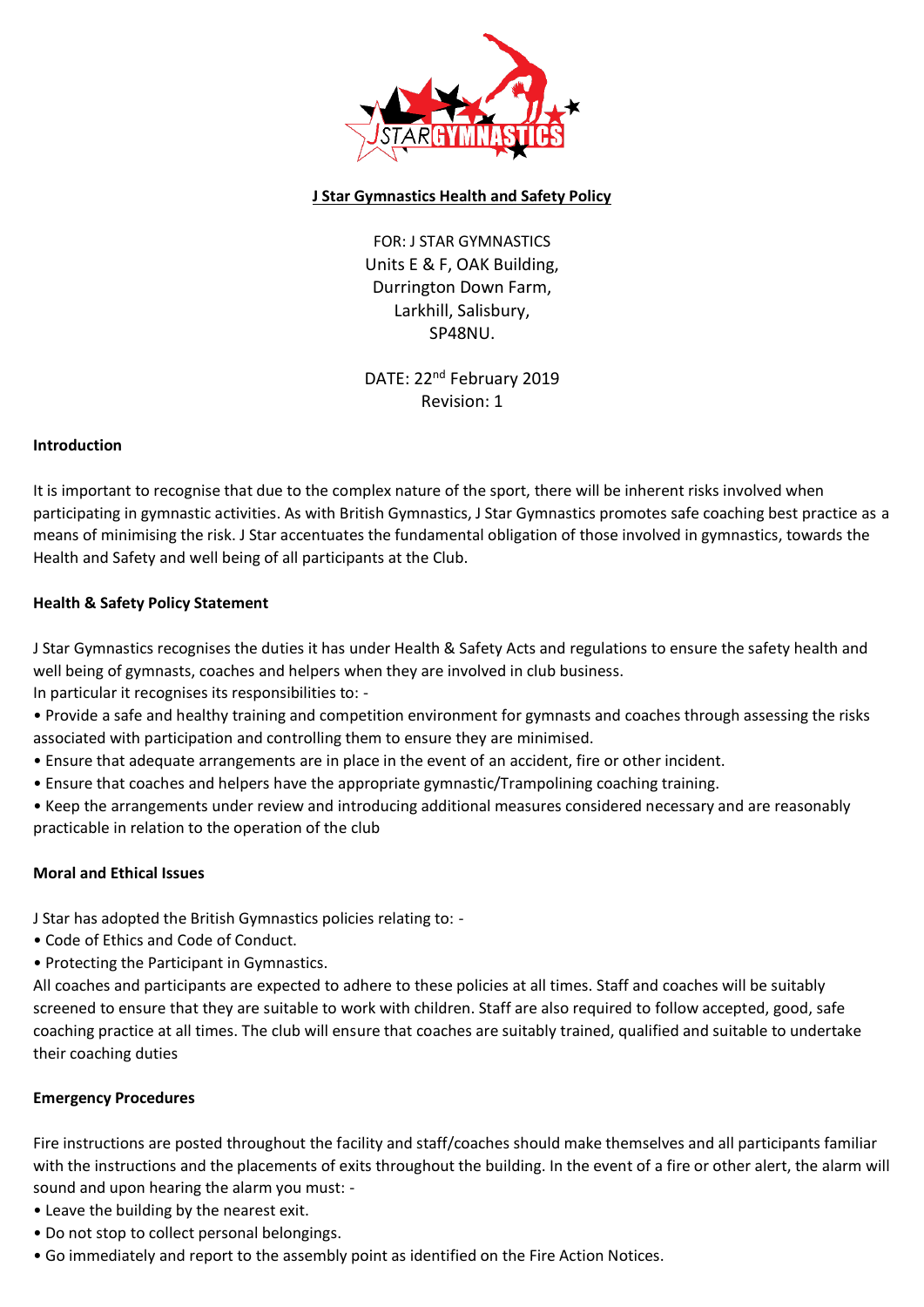# J Star Gymnastics Health and Safety Policy

FOR: J STAR GYMNASTICS
Units E & F, OAK Building,
Durrington Down Farm,
Larkhill, Salisbury,
SP48NU.

DATE: 22nd February 2019
Revision: 1

**Introduction**

It is important to recognise that due to the complex nature of the sport, there will be inherent risks involved when participating in gymnastic activities. As with British Gymnastics, J Star Gymnastics promotes safe coaching best practice as a means of minimising the risk. J Star accentuates the fundamental obligation of those involved in gymnastics, towards the Health and Safety and well being of all participants at the Club.

**Health & Safety Policy Statement**

J Star Gymnastics recognises the duties it has under Health & Safety Acts and regulations to ensure the safety health and well being of gymnasts, coaches and helpers when they are involved in club business.
In particular it recognises its responsibilities to: -

- Provide a safe and healthy training and competition environment for gymnasts and coaches through assessing the risks associated with participation and controlling them to ensure they are minimised.
- Ensure that adequate arrangements are in place in the event of an accident, fire or other incident.
- Ensure that coaches and helpers have the appropriate gymnastic/Trampolining coaching training.
- Keep the arrangements under review and introducing additional measures considered necessary and are reasonably practicable in relation to the operation of the club

**Moral and Ethical Issues**

J Star has adopted the British Gymnastics policies relating to: -

- Code of Ethics and Code of Conduct.
- Protecting the Participant in Gymnastics.

All coaches and participants are expected to adhere to these policies at all times. Staff and coaches will be suitably screened to ensure that they are suitable to work with children. Staff are also required to follow accepted, good, safe coaching practice at all times. The club will ensure that coaches are suitably trained, qualified and suitable to undertake their coaching duties

**Emergency Procedures**

Fire instructions are posted throughout the facility and staff/coaches should make themselves and all participants familiar with the instructions and the placements of exits throughout the building. In the event of a fire or other alert, the alarm will sound and upon hearing the alarm you must: -

- Leave the building by the nearest exit.
- Do not stop to collect personal belongings.
- Go immediately and report to the assembly point as identified on the Fire Action Notices.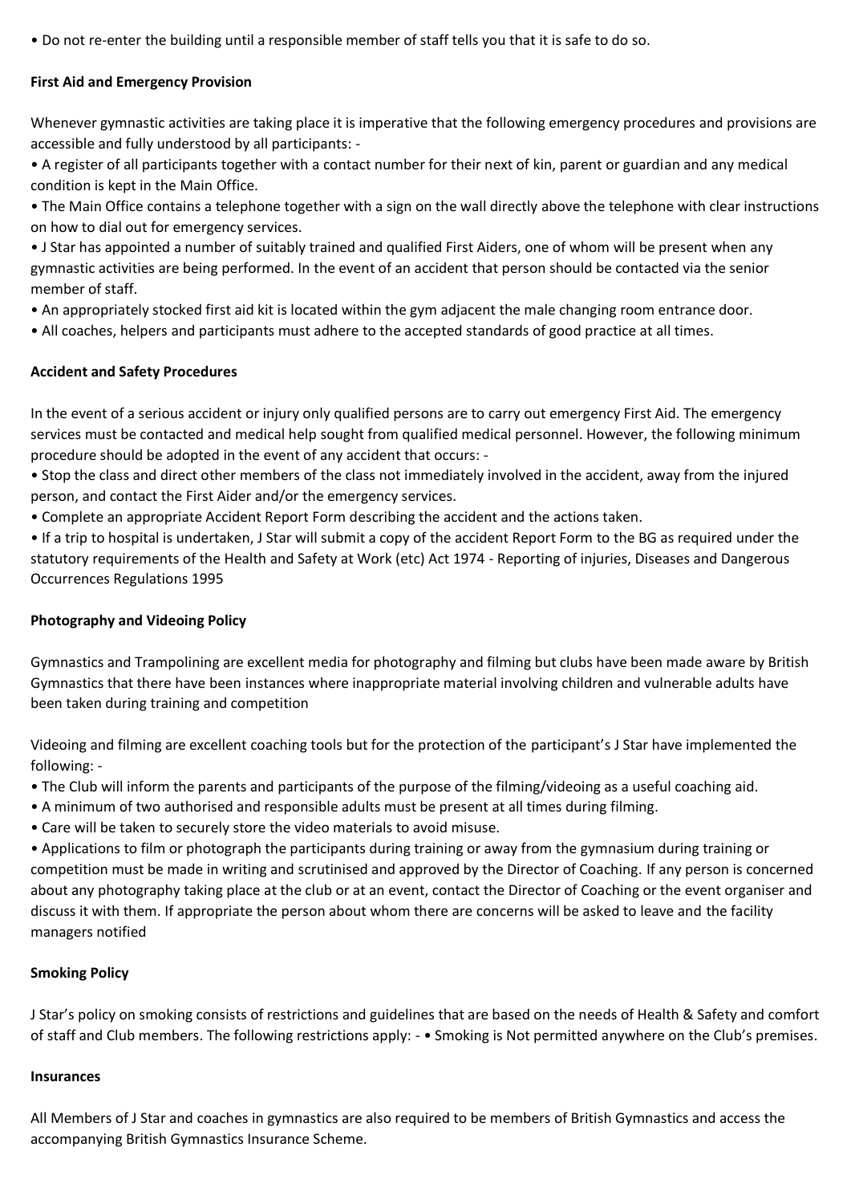- Do not re-enter the building until a responsible member of staff tells you that it is safe to do so.

**First Aid and Emergency Provision**

Whenever gymnastic activities are taking place it is imperative that the following emergency procedures and provisions are accessible and fully understood by all participants: -

- A register of all participants together with a contact number for their next of kin, parent or guardian and any medical condition is kept in the Main Office.
- The Main Office contains a telephone together with a sign on the wall directly above the telephone with clear instructions on how to dial out for emergency services.
- J Star has appointed a number of suitably trained and qualified First Aiders, one of whom will be present when any gymnastic activities are being performed. In the event of an accident that person should be contacted via the senior member of staff.
- An appropriately stocked first aid kit is located within the gym adjacent the male changing room entrance door.
- All coaches, helpers and participants must adhere to the accepted standards of good practice at all times.

**Accident and Safety Procedures**

In the event of a serious accident or injury only qualified persons are to carry out emergency First Aid. The emergency services must be contacted and medical help sought from qualified medical personnel. However, the following minimum procedure should be adopted in the event of any accident that occurs: -

- Stop the class and direct other members of the class not immediately involved in the accident, away from the injured person, and contact the First Aider and/or the emergency services.
- Complete an appropriate Accident Report Form describing the accident and the actions taken.
- If a trip to hospital is undertaken, J Star will submit a copy of the accident Report Form to the BG as required under the statutory requirements of the Health and Safety at Work (etc) Act 1974 - Reporting of injuries, Diseases and Dangerous Occurrences Regulations 1995

**Photography and Videoing Policy**

Gymnastics and Trampolining are excellent media for photography and filming but clubs have been made aware by British Gymnastics that there have been instances where inappropriate material involving children and vulnerable adults have been taken during training and competition

Videoing and filming are excellent coaching tools but for the protection of the participant's J Star have implemented the following: -

- The Club will inform the parents and participants of the purpose of the filming/videoing as a useful coaching aid.
- A minimum of two authorised and responsible adults must be present at all times during filming.
- Care will be taken to securely store the video materials to avoid misuse.
- Applications to film or photograph the participants during training or away from the gymnasium during training or competition must be made in writing and scrutinised and approved by the Director of Coaching. If any person is concerned about any photography taking place at the club or at an event, contact the Director of Coaching or the event organiser and discuss it with them. If appropriate the person about whom there are concerns will be asked to leave and the facility managers notified

**Smoking Policy**

J Star's policy on smoking consists of restrictions and guidelines that are based on the needs of Health & Safety and comfort of staff and Club members. The following restrictions apply: - • Smoking is Not permitted anywhere on the Club's premises.

**Insurances**

All Members of J Star and coaches in gymnastics are also required to be members of British Gymnastics and access the accompanying British Gymnastics Insurance Scheme.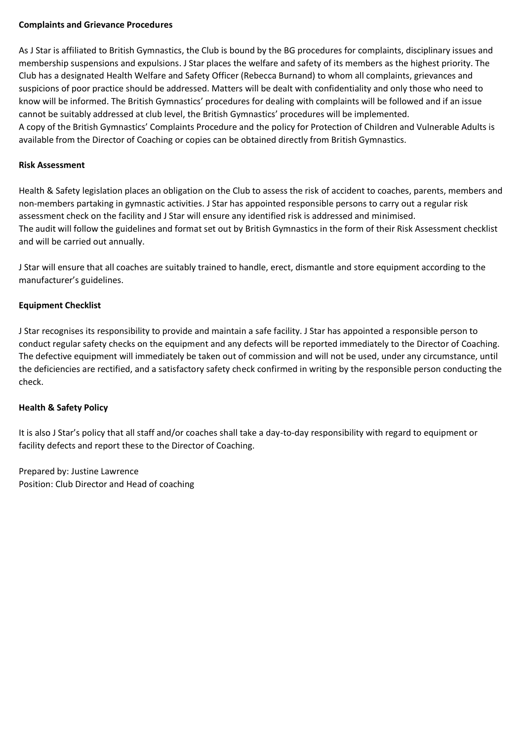**Complaints and Grievance Procedures**

As J Star is affiliated to British Gymnastics, the Club is bound by the BG procedures for complaints, disciplinary issues and membership suspensions and expulsions. J Star places the welfare and safety of its members as the highest priority. The Club has a designated Health Welfare and Safety Officer (Rebecca Burnand) to whom all complaints, grievances and suspicions of poor practice should be addressed. Matters will be dealt with confidentiality and only those who need to know will be informed. The British Gymnastics' procedures for dealing with complaints will be followed and if an issue cannot be suitably addressed at club level, the British Gymnastics' procedures will be implemented.
A copy of the British Gymnastics' Complaints Procedure and the policy for Protection of Children and Vulnerable Adults is available from the Director of Coaching or copies can be obtained directly from British Gymnastics.

**Risk Assessment**

Health & Safety legislation places an obligation on the Club to assess the risk of accident to coaches, parents, members and non-members partaking in gymnastic activities. J Star has appointed responsible persons to carry out a regular risk assessment check on the facility and J Star will ensure any identified risk is addressed and minimised.
The audit will follow the guidelines and format set out by British Gymnastics in the form of their Risk Assessment checklist and will be carried out annually.

J Star will ensure that all coaches are suitably trained to handle, erect, dismantle and store equipment according to the manufacturer's guidelines.

**Equipment Checklist**

J Star recognises its responsibility to provide and maintain a safe facility. J Star has appointed a responsible person to conduct regular safety checks on the equipment and any defects will be reported immediately to the Director of Coaching. The defective equipment will immediately be taken out of commission and will not be used, under any circumstance, until the deficiencies are rectified, and a satisfactory safety check confirmed in writing by the responsible person conducting the check.

**Health & Safety Policy**

It is also J Star's policy that all staff and/or coaches shall take a day-to-day responsibility with regard to equipment or facility defects and report these to the Director of Coaching.

Prepared by: Justine Lawrence
Position: Club Director and Head of coaching